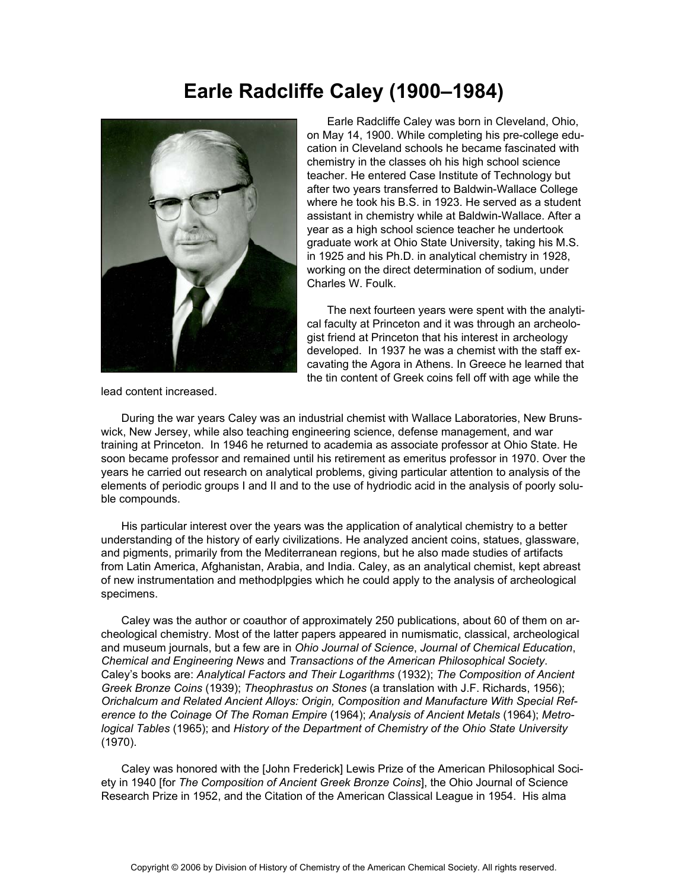# Earle Radcliffe Caley (1900–1984)

Earle Radcliffe Caley was born in Cleveland, Ohio, on May 14, 1900. While completing his pre-college education in Cleveland schools he became fascinated with chemistry in the classes oh his high school science teacher. He entered Case Institute of Technology but after two years transferred to Baldwin-Wallace College where he took his B.S. in 1923. He served as a student assistant in chemistry while at Baldwin-Wallace. After a year as a high school science teacher he undertook graduate work at Ohio State University, taking his M.S. in 1925 and his Ph.D. in analytical chemistry in 1928, working on the direct determination of sodium, under Charles W. Foulk.

The next fourteen years were spent with the analytical faculty at Princeton and it was through an archeologist friend at Princeton that his interest in archeology developed. In 1937 he was a chemist with the staff excavating the Agora in Athens. In Greece he learned that the tin content of Greek coins fell off with age while the lead content increased.

During the war years Caley was an industrial chemist with Wallace Laboratories, New Brunswick, New Jersey, while also teaching engineering science, defense management, and war training at Princeton. In 1946 he returned to academia as associate professor at Ohio State. He soon became professor and remained until his retirement as emeritus professor in 1970. Over the years he carried out research on analytical problems, giving particular attention to analysis of the elements of periodic groups I and II and to the use of hydriodic acid in the analysis of poorly soluble compounds.

His particular interest over the years was the application of analytical chemistry to a better understanding of the history of early civilizations. He analyzed ancient coins, statues, glassware, and pigments, primarily from the Mediterranean regions, but he also made studies of artifacts from Latin America, Afghanistan, Arabia, and India. Caley, as an analytical chemist, kept abreast of new instrumentation and methodplpgies which he could apply to the analysis of archeological specimens.

Caley was the author or coauthor of approximately 250 publications, about 60 of them on archeological chemistry. Most of the latter papers appeared in numismatic, classical, archeological and museum journals, but a few are in *Ohio Journal of Science*, *Journal of Chemical Education*, *Chemical and Engineering News* and *Transactions of the American Philosophical Society*. Caley's books are: *Analytical Factors and Their Logarithms* (1932); *The Composition of Ancient Greek Bronze Coins* (1939); *Theophrastus on Stones* (a translation with J.F. Richards, 1956); *Orichalcum and Related Ancient Alloys: Origin, Composition and Manufacture With Special Reference to the Coinage Of The Roman Empire* (1964); *Analysis of Ancient Metals* (1964); *Metrological Tables* (1965); and *History of the Department of Chemistry of the Ohio State University* (1970).

Caley was honored with the [John Frederick] Lewis Prize of the American Philosophical Society in 1940 [for *The Composition of Ancient Greek Bronze Coins*], the Ohio Journal of Science Research Prize in 1952, and the Citation of the American Classical League in 1954. His alma

Copyright © 2006 by Division of History of Chemistry of the American Chemical Society. All rights reserved.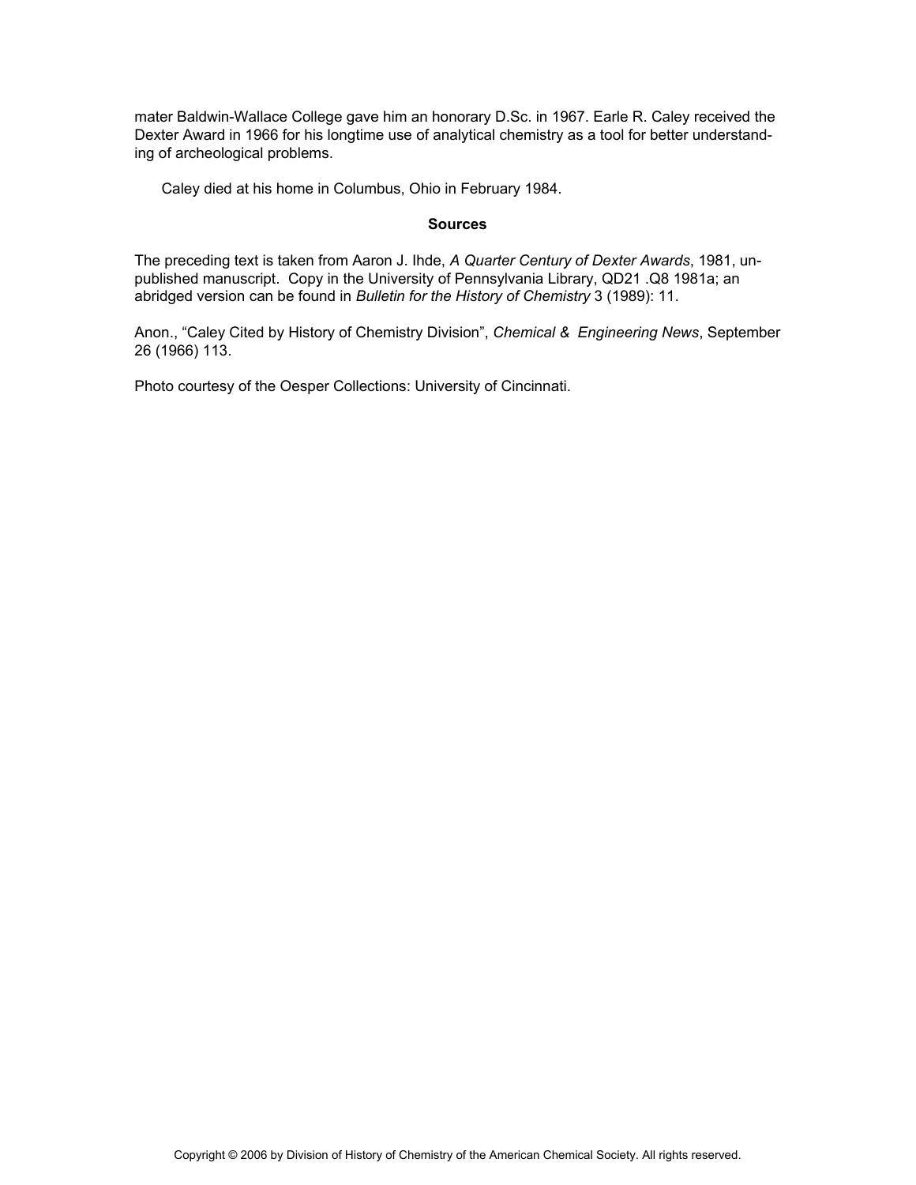mater Baldwin-Wallace College gave him an honorary D.Sc. in 1967. Earle R. Caley received the Dexter Award in 1966 for his longtime use of analytical chemistry as a tool for better understanding of archeological problems.

Caley died at his home in Columbus, Ohio in February 1984.

**Sources**

The preceding text is taken from Aaron J. Ihde, *A Quarter Century of Dexter Awards*, 1981, unpublished manuscript. Copy in the University of Pennsylvania Library, QD21 .Q8 1981a; an abridged version can be found in *Bulletin for the History of Chemistry* 3 (1989): 11.

Anon., "Caley Cited by History of Chemistry Division", *Chemical & Engineering News*, September 26 (1966) 113.

Photo courtesy of the Oesper Collections: University of Cincinnati.

Copyright © 2006 by Division of History of Chemistry of the American Chemical Society. All rights reserved.